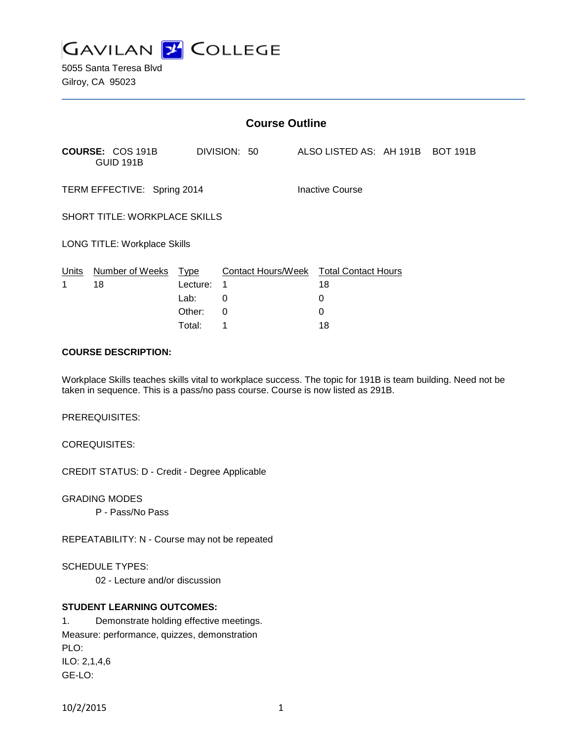# GAVILAN COLLEGE

5055 Santa Teresa Blvd
Gilroy, CA 95023

## Course Outline

**COURSE:** COS 191B GUID 191B DIVISION: 50 ALSO LISTED AS: AH 191B BOT 191B

TERM EFFECTIVE: Spring 2014 Inactive Course

SHORT TITLE: WORKPLACE SKILLS

LONG TITLE: Workplace Skills

| Units | Number of Weeks | Type | Contact Hours/Week | Total Contact Hours |
|---|---|---|---|---|
| 1 | 18 | Lecture: | 1 | 18 |
| | | Lab: | 0 | 0 |
| | | Other: | 0 | 0 |
| | | Total: | 1 | 18 |

**COURSE DESCRIPTION:**

Workplace Skills teaches skills vital to workplace success. The topic for 191B is team building. Need not be taken in sequence. This is a pass/no pass course. Course is now listed as 291B.

PREREQUISITES:

COREQUISITES:

CREDIT STATUS: D - Credit - Degree Applicable

GRADING MODES

P - Pass/No Pass

REPEATABILITY: N - Course may not be repeated

SCHEDULE TYPES:

02 - Lecture and/or discussion

**STUDENT LEARNING OUTCOMES:**

1. Demonstrate holding effective meetings.

Measure: performance, quizzes, demonstration

PLO:

ILO: 2,1,4,6

GE-LO: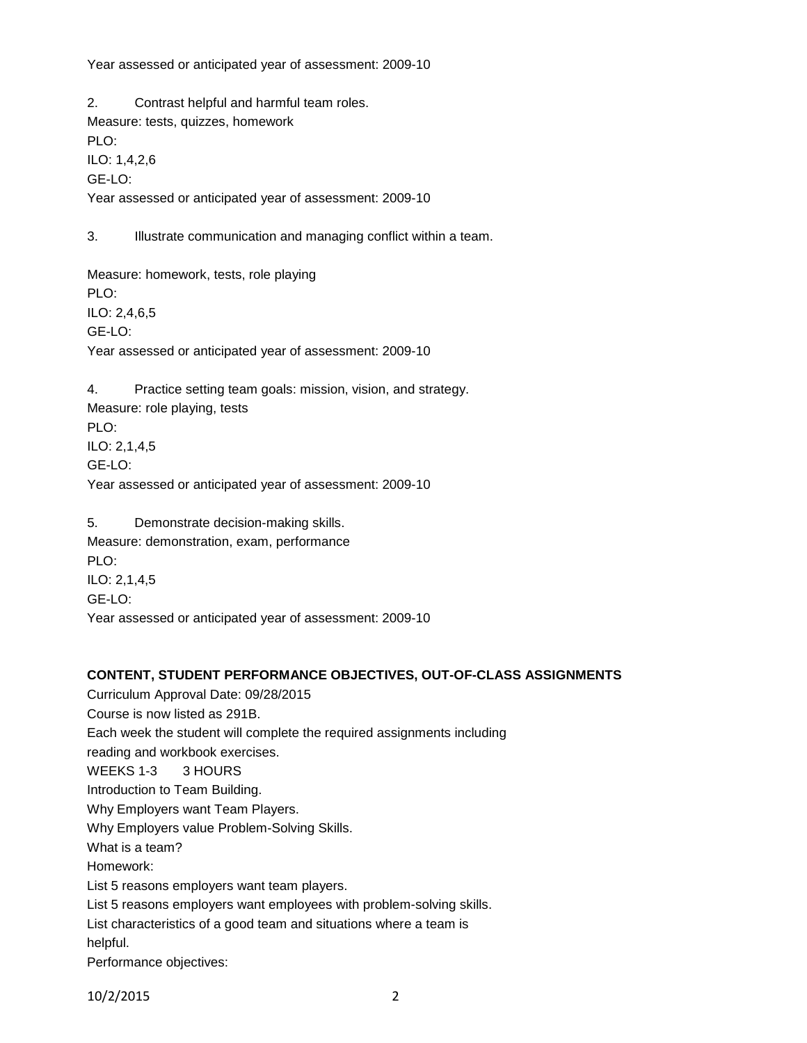Year assessed or anticipated year of assessment: 2009-10

2. Contrast helpful and harmful team roles.
Measure: tests, quizzes, homework
PLO:
ILO: 1,4,2,6
GE-LO:
Year assessed or anticipated year of assessment: 2009-10

3. Illustrate communication and managing conflict within a team.

Measure: homework, tests, role playing
PLO:
ILO: 2,4,6,5
GE-LO:
Year assessed or anticipated year of assessment: 2009-10

4. Practice setting team goals: mission, vision, and strategy.
Measure: role playing, tests
PLO:
ILO: 2,1,4,5
GE-LO:
Year assessed or anticipated year of assessment: 2009-10

5. Demonstrate decision-making skills.
Measure: demonstration, exam, performance
PLO:
ILO: 2,1,4,5
GE-LO:
Year assessed or anticipated year of assessment: 2009-10

**CONTENT, STUDENT PERFORMANCE OBJECTIVES, OUT-OF-CLASS ASSIGNMENTS**

Curriculum Approval Date: 09/28/2015
Course is now listed as 291B.
Each week the student will complete the required assignments including
reading and workbook exercises.
WEEKS 1-3 3 HOURS
Introduction to Team Building.
Why Employers want Team Players.
Why Employers value Problem-Solving Skills.
What is a team?
Homework:
List 5 reasons employers want team players.
List 5 reasons employers want employees with problem-solving skills.
List characteristics of a good team and situations where a team is
helpful.
Performance objectives: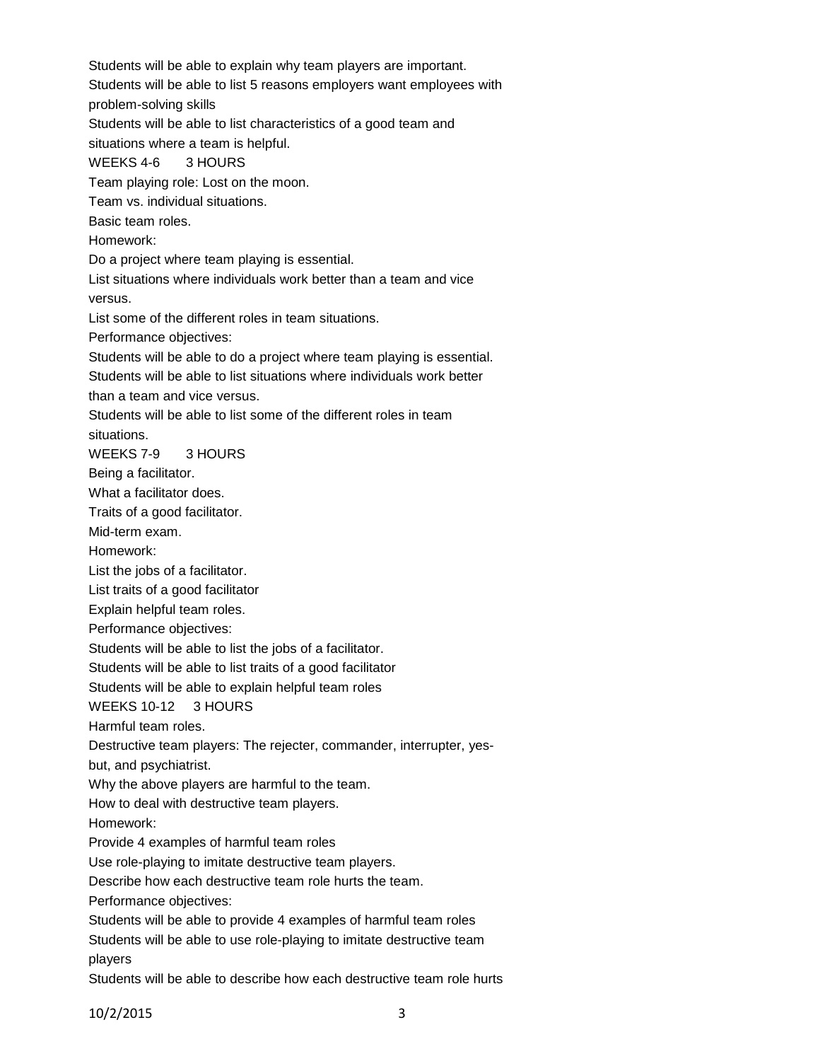Students will be able to explain why team players are important.
Students will be able to list 5 reasons employers want employees with problem-solving skills
Students will be able to list characteristics of a good team and situations where a team is helpful.

WEEKS 4-6 3 HOURS

Team playing role: Lost on the moon.
Team vs. individual situations.
Basic team roles.

Homework:
Do a project where team playing is essential.
List situations where individuals work better than a team and vice versus.
List some of the different roles in team situations.

Performance objectives:
Students will be able to do a project where team playing is essential.
Students will be able to list situations where individuals work better than a team and vice versus.
Students will be able to list some of the different roles in team situations.

WEEKS 7-9 3 HOURS

Being a facilitator.
What a facilitator does.
Traits of a good facilitator.
Mid-term exam.

Homework:
List the jobs of a facilitator.
List traits of a good facilitator
Explain helpful team roles.

Performance objectives:
Students will be able to list the jobs of a facilitator.
Students will be able to list traits of a good facilitator
Students will be able to explain helpful team roles

WEEKS 10-12 3 HOURS

Harmful team roles.
Destructive team players: The rejecter, commander, interrupter, yes-but, and psychiatrist.
Why the above players are harmful to the team.
How to deal with destructive team players.

Homework:
Provide 4 examples of harmful team roles
Use role-playing to imitate destructive team players.
Describe how each destructive team role hurts the team.

Performance objectives:
Students will be able to provide 4 examples of harmful team roles
Students will be able to use role-playing to imitate destructive team players
Students will be able to describe how each destructive team role hurts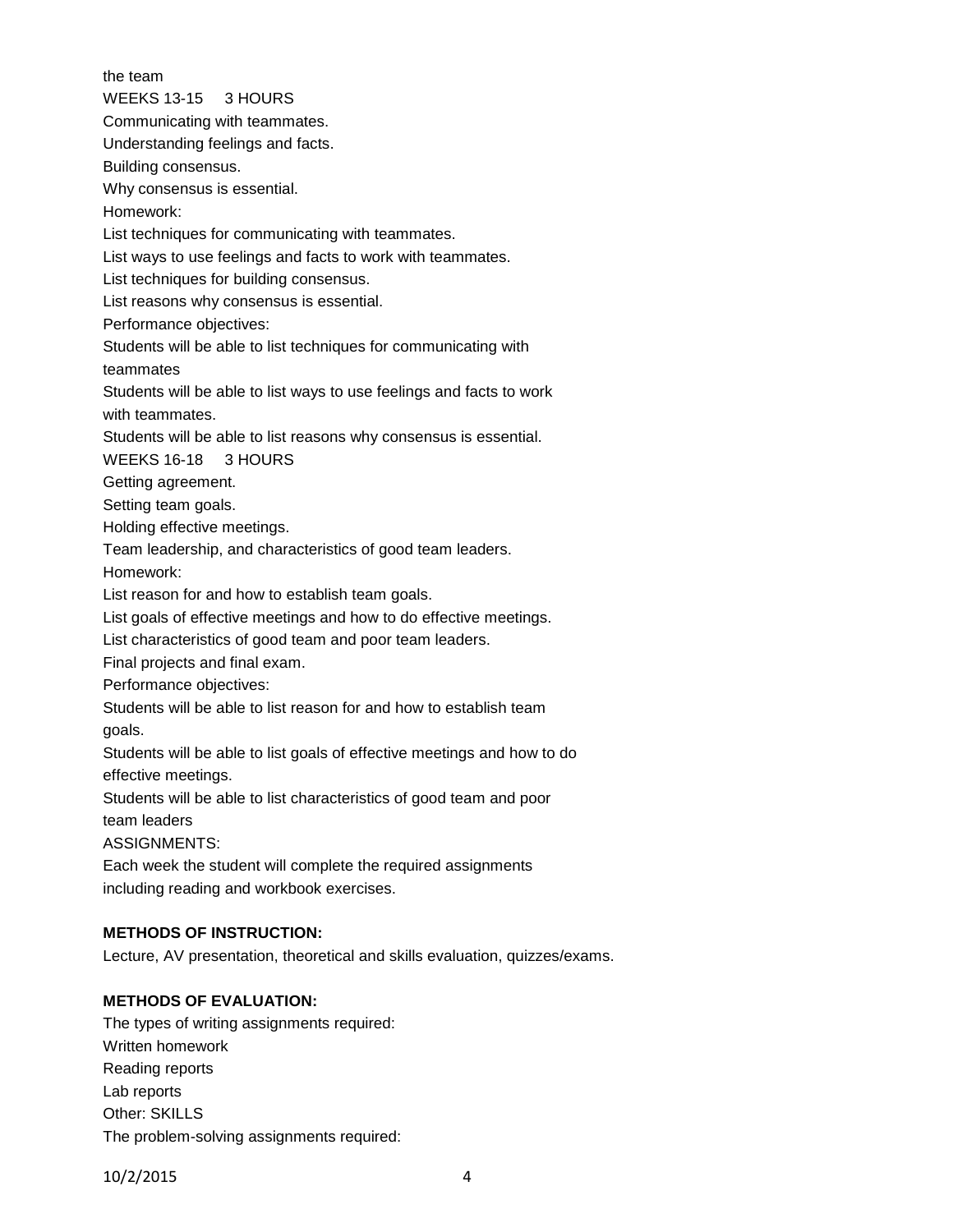the team

WEEKS 13-15 3 HOURS

Communicating with teammates.

Understanding feelings and facts.

Building consensus.

Why consensus is essential.

Homework:

List techniques for communicating with teammates.

List ways to use feelings and facts to work with teammates.

List techniques for building consensus.

List reasons why consensus is essential.

Performance objectives:

Students will be able to list techniques for communicating with teammates

Students will be able to list ways to use feelings and facts to work with teammates.

Students will be able to list reasons why consensus is essential.

WEEKS 16-18 3 HOURS

Getting agreement.

Setting team goals.

Holding effective meetings.

Team leadership, and characteristics of good team leaders.

Homework:

List reason for and how to establish team goals.

List goals of effective meetings and how to do effective meetings.

List characteristics of good team and poor team leaders.

Final projects and final exam.

Performance objectives:

Students will be able to list reason for and how to establish team goals.

Students will be able to list goals of effective meetings and how to do effective meetings.

Students will be able to list characteristics of good team and poor team leaders

ASSIGNMENTS:

Each week the student will complete the required assignments including reading and workbook exercises.

**METHODS OF INSTRUCTION:**

Lecture, AV presentation, theoretical and skills evaluation, quizzes/exams.

**METHODS OF EVALUATION:**

The types of writing assignments required:

Written homework

Reading reports

Lab reports

Other: SKILLS

The problem-solving assignments required: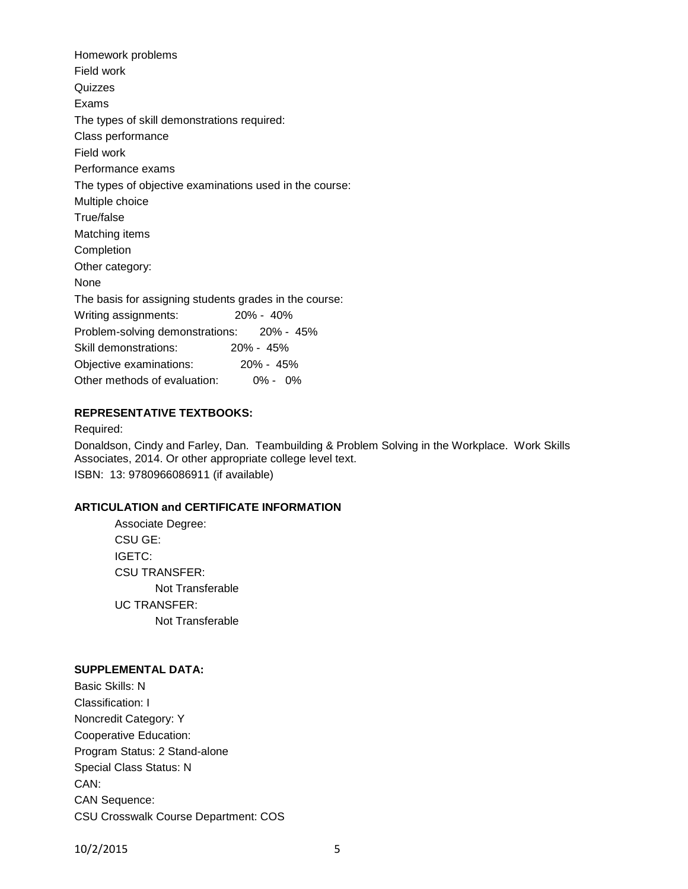Homework problems

Field work

Quizzes

Exams

The types of skill demonstrations required:

Class performance

Field work

Performance exams

The types of objective examinations used in the course:

Multiple choice

True/false

Matching items

Completion

Other category:

None

The basis for assigning students grades in the course:

Writing assignments: 20% - 40%

Problem-solving demonstrations: 20% - 45%

Skill demonstrations: 20% - 45%

Objective examinations: 20% - 45%

Other methods of evaluation: 0% - 0%

**REPRESENTATIVE TEXTBOOKS:**

Required:

Donaldson, Cindy and Farley, Dan. Teambuilding & Problem Solving in the Workplace. Work Skills Associates, 2014. Or other appropriate college level text.

ISBN: 13: 9780966086911 (if available)

**ARTICULATION and CERTIFICATE INFORMATION**

Associate Degree:

CSU GE:

IGETC:

CSU TRANSFER:

Not Transferable

UC TRANSFER:

Not Transferable

**SUPPLEMENTAL DATA:**

Basic Skills: N

Classification: I

Noncredit Category: Y

Cooperative Education:

Program Status: 2 Stand-alone

Special Class Status: N

CAN:

CAN Sequence:

CSU Crosswalk Course Department: COS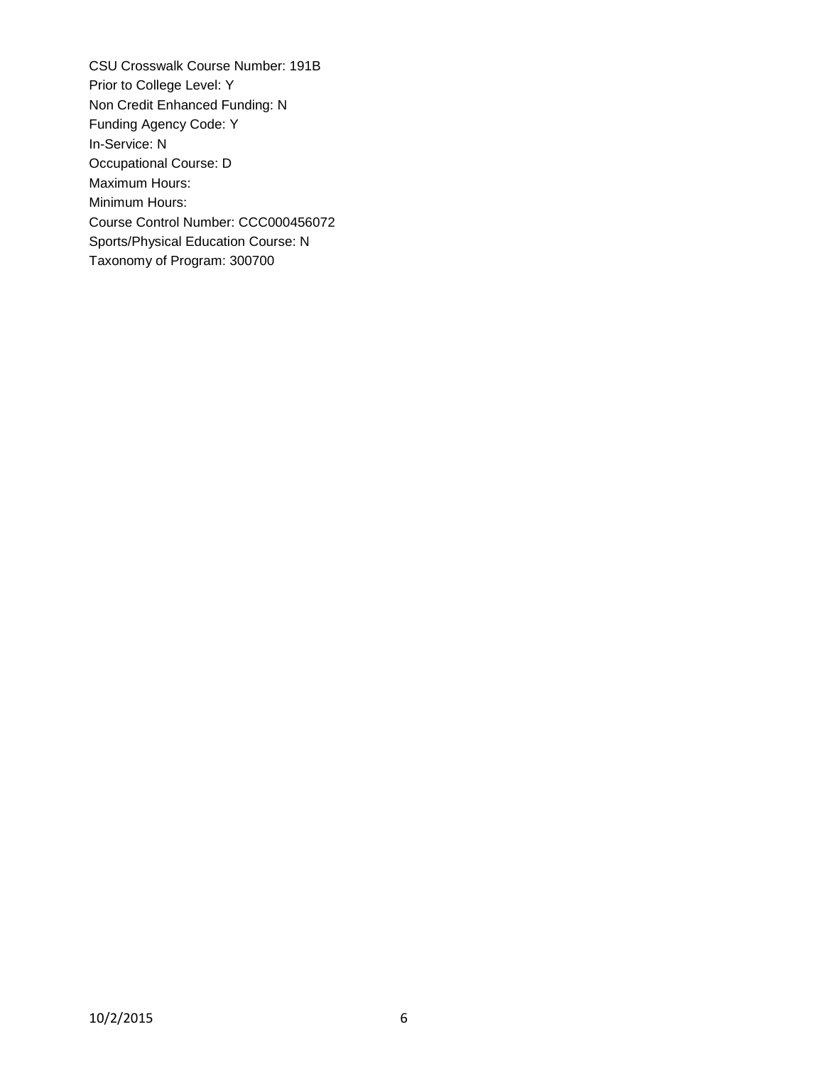CSU Crosswalk Course Number: 191B
Prior to College Level: Y
Non Credit Enhanced Funding: N
Funding Agency Code: Y
In-Service: N
Occupational Course: D
Maximum Hours:
Minimum Hours:
Course Control Number: CCC000456072
Sports/Physical Education Course: N
Taxonomy of Program: 300700